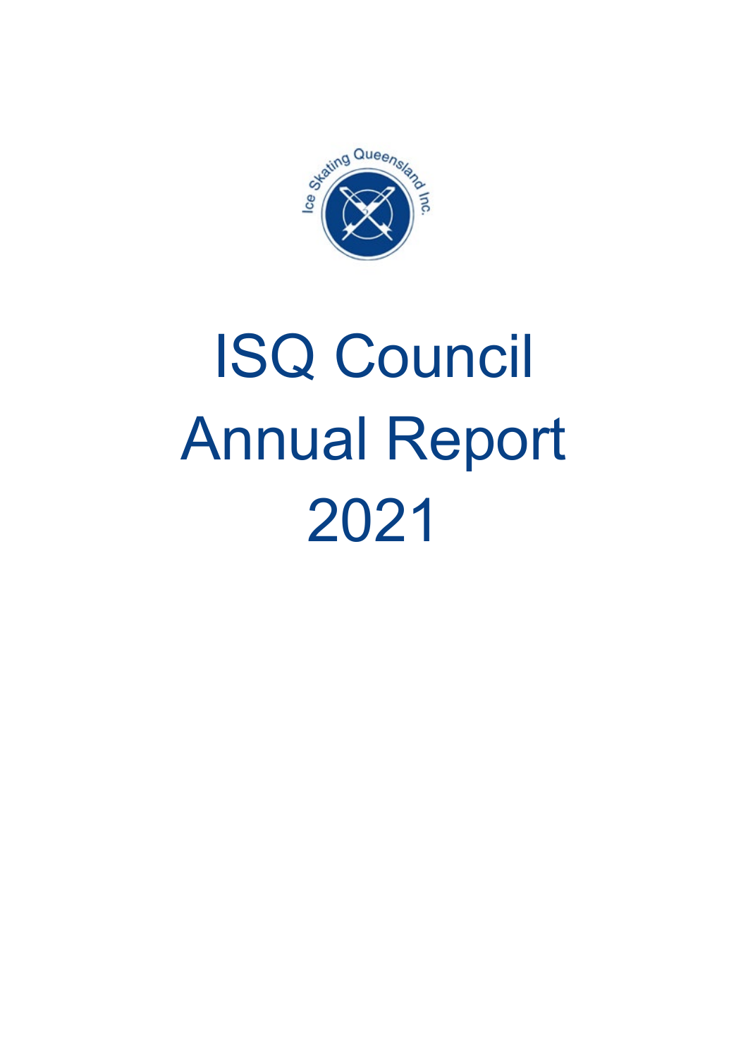# ISQ Council Annual Report 2021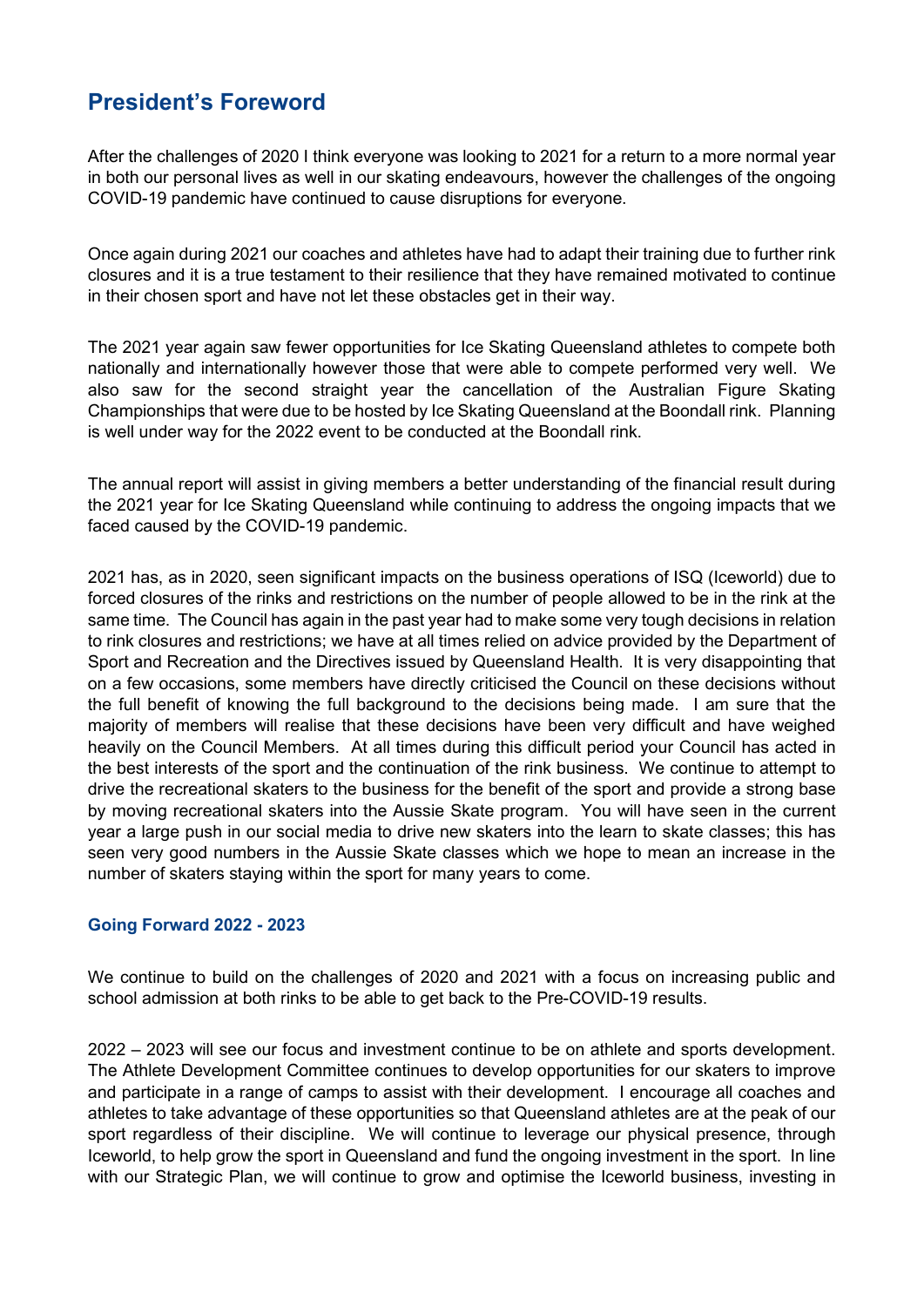## President's Foreword

After the challenges of 2020 I think everyone was looking to 2021 for a return to a more normal year in both our personal lives as well in our skating endeavours, however the challenges of the ongoing COVID-19 pandemic have continued to cause disruptions for everyone.

Once again during 2021 our coaches and athletes have had to adapt their training due to further rink closures and it is a true testament to their resilience that they have remained motivated to continue in their chosen sport and have not let these obstacles get in their way.

The 2021 year again saw fewer opportunities for Ice Skating Queensland athletes to compete both nationally and internationally however those that were able to compete performed very well. We also saw for the second straight year the cancellation of the Australian Figure Skating Championships that were due to be hosted by Ice Skating Queensland at the Boondall rink. Planning is well under way for the 2022 event to be conducted at the Boondall rink.

The annual report will assist in giving members a better understanding of the financial result during the 2021 year for Ice Skating Queensland while continuing to address the ongoing impacts that we faced caused by the COVID-19 pandemic.

2021 has, as in 2020, seen significant impacts on the business operations of ISQ (Iceworld) due to forced closures of the rinks and restrictions on the number of people allowed to be in the rink at the same time. The Council has again in the past year had to make some very tough decisions in relation to rink closures and restrictions; we have at all times relied on advice provided by the Department of Sport and Recreation and the Directives issued by Queensland Health. It is very disappointing that on a few occasions, some members have directly criticised the Council on these decisions without the full benefit of knowing the full background to the decisions being made. I am sure that the majority of members will realise that these decisions have been very difficult and have weighed heavily on the Council Members. At all times during this difficult period your Council has acted in the best interests of the sport and the continuation of the rink business. We continue to attempt to drive the recreational skaters to the business for the benefit of the sport and provide a strong base by moving recreational skaters into the Aussie Skate program. You will have seen in the current year a large push in our social media to drive new skaters into the learn to skate classes; this has seen very good numbers in the Aussie Skate classes which we hope to mean an increase in the number of skaters staying within the sport for many years to come.

### Going Forward 2022 - 2023

We continue to build on the challenges of 2020 and 2021 with a focus on increasing public and school admission at both rinks to be able to get back to the Pre-COVID-19 results.

2022 – 2023 will see our focus and investment continue to be on athlete and sports development. The Athlete Development Committee continues to develop opportunities for our skaters to improve and participate in a range of camps to assist with their development. I encourage all coaches and athletes to take advantage of these opportunities so that Queensland athletes are at the peak of our sport regardless of their discipline. We will continue to leverage our physical presence, through Iceworld, to help grow the sport in Queensland and fund the ongoing investment in the sport. In line with our Strategic Plan, we will continue to grow and optimise the Iceworld business, investing in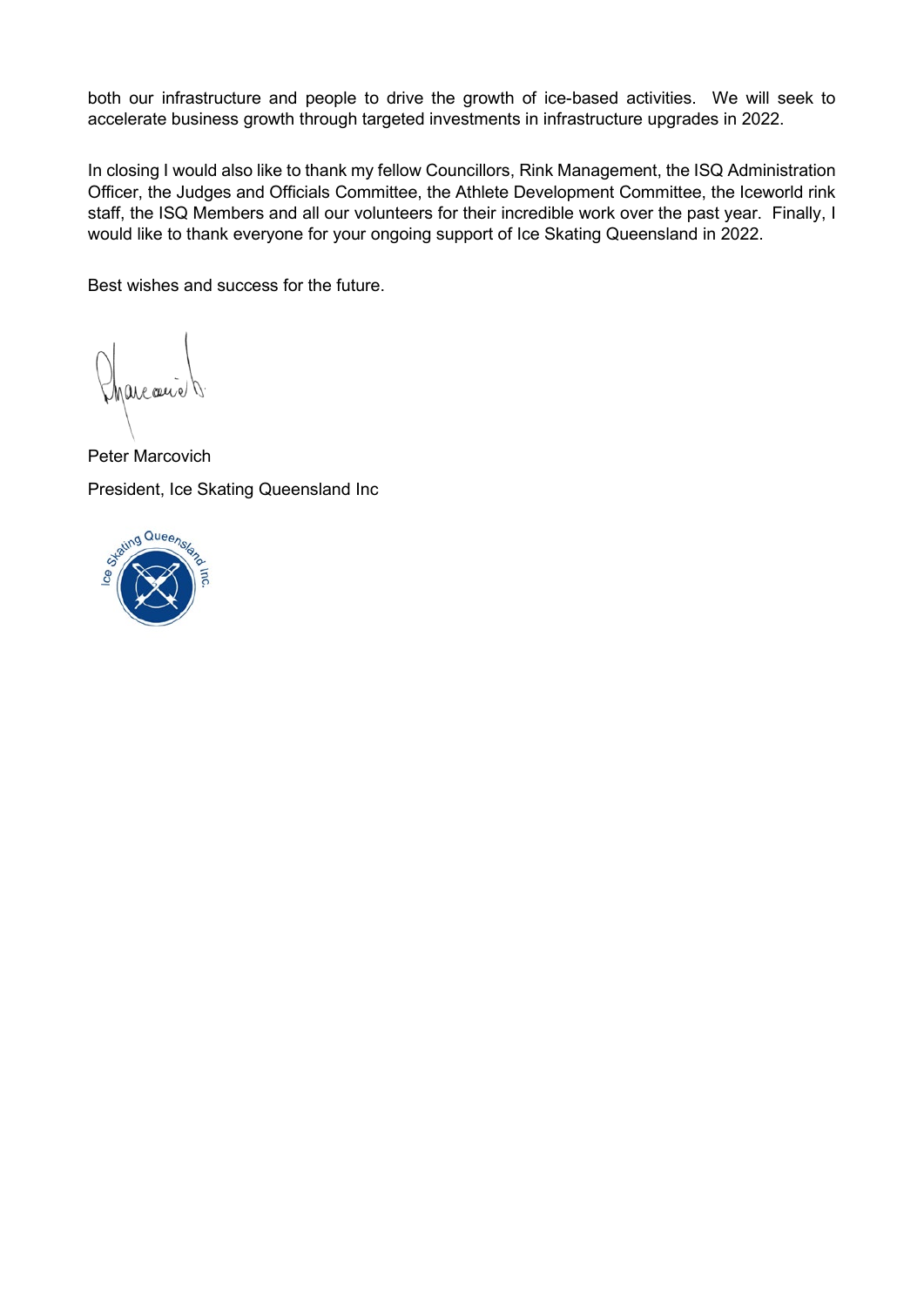both our infrastructure and people to drive the growth of ice-based activities. We will seek to accelerate business growth through targeted investments in infrastructure upgrades in 2022.

In closing I would also like to thank my fellow Councillors, Rink Management, the ISQ Administration Officer, the Judges and Officials Committee, the Athlete Development Committee, the Iceworld rink staff, the ISQ Members and all our volunteers for their incredible work over the past year. Finally, I would like to thank everyone for your ongoing support of Ice Skating Queensland in 2022.

Best wishes and success for the future.

Peter Marcovich

President, Ice Skating Queensland Inc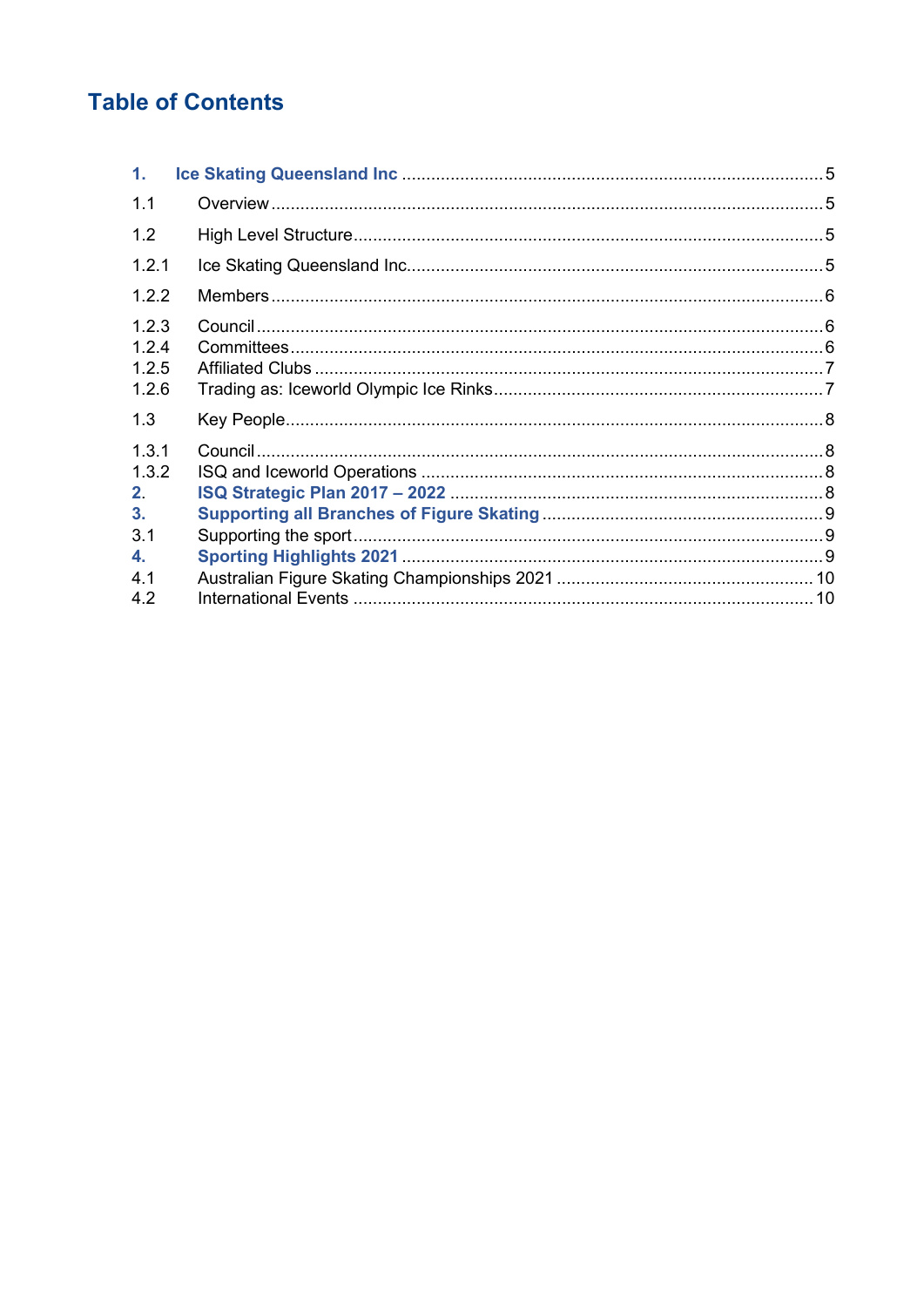# Table of Contents

**1. Ice Skating Queensland Inc** ..... 5

1.1 Overview ..... 5

1.2 High Level Structure ..... 5

1.2.1 Ice Skating Queensland Inc ..... 5

1.2.2 Members ..... 6

1.2.3 Council ..... 6

1.2.4 Committees ..... 6

1.2.5 Affiliated Clubs ..... 7

1.2.6 Trading as: Iceworld Olympic Ice Rinks ..... 7

1.3 Key People ..... 8

1.3.1 Council ..... 8

1.3.2 ISQ and Iceworld Operations ..... 8

**2. ISQ Strategic Plan 2017 – 2022** ..... 8

**3. Supporting all Branches of Figure Skating** ..... 9

3.1 Supporting the sport ..... 9

**4. Sporting Highlights 2021** ..... 9

4.1 Australian Figure Skating Championships 2021 ..... 10

4.2 International Events ..... 10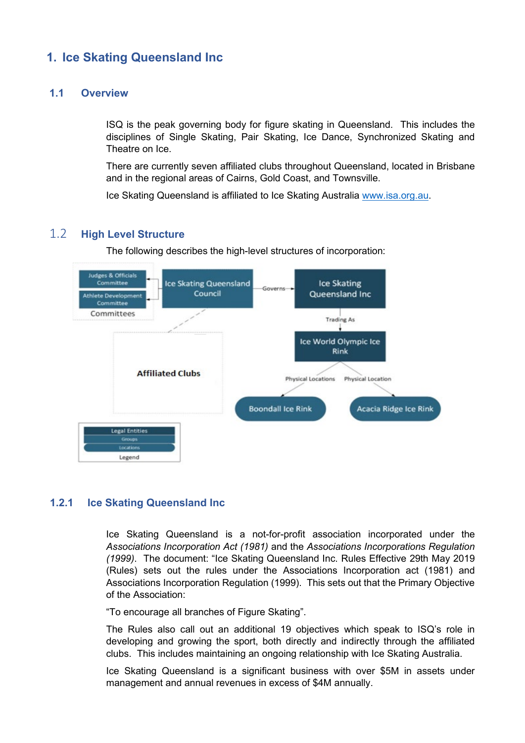# 1. Ice Skating Queensland Inc

## 1.1 Overview

ISQ is the peak governing body for figure skating in Queensland. This includes the disciplines of Single Skating, Pair Skating, Ice Dance, Synchronized Skating and Theatre on Ice.

There are currently seven affiliated clubs throughout Queensland, located in Brisbane and in the regional areas of Cairns, Gold Coast, and Townsville.

Ice Skating Queensland is affiliated to Ice Skating Australia www.isa.org.au.

## 1.2 High Level Structure

The following describes the high-level structures of incorporation:

### 1.2.1 Ice Skating Queensland Inc

Ice Skating Queensland is a not-for-profit association incorporated under the *Associations Incorporation Act (1981)* and the *Associations Incorporations Regulation (1999)*. The document: "Ice Skating Queensland Inc. Rules Effective 29th May 2019 (Rules) sets out the rules under the Associations Incorporation act (1981) and Associations Incorporation Regulation (1999). This sets out that the Primary Objective of the Association:

"To encourage all branches of Figure Skating".

The Rules also call out an additional 19 objectives which speak to ISQ's role in developing and growing the sport, both directly and indirectly through the affiliated clubs. This includes maintaining an ongoing relationship with Ice Skating Australia.

Ice Skating Queensland is a significant business with over $5M in assets under management and annual revenues in excess of $4M annually.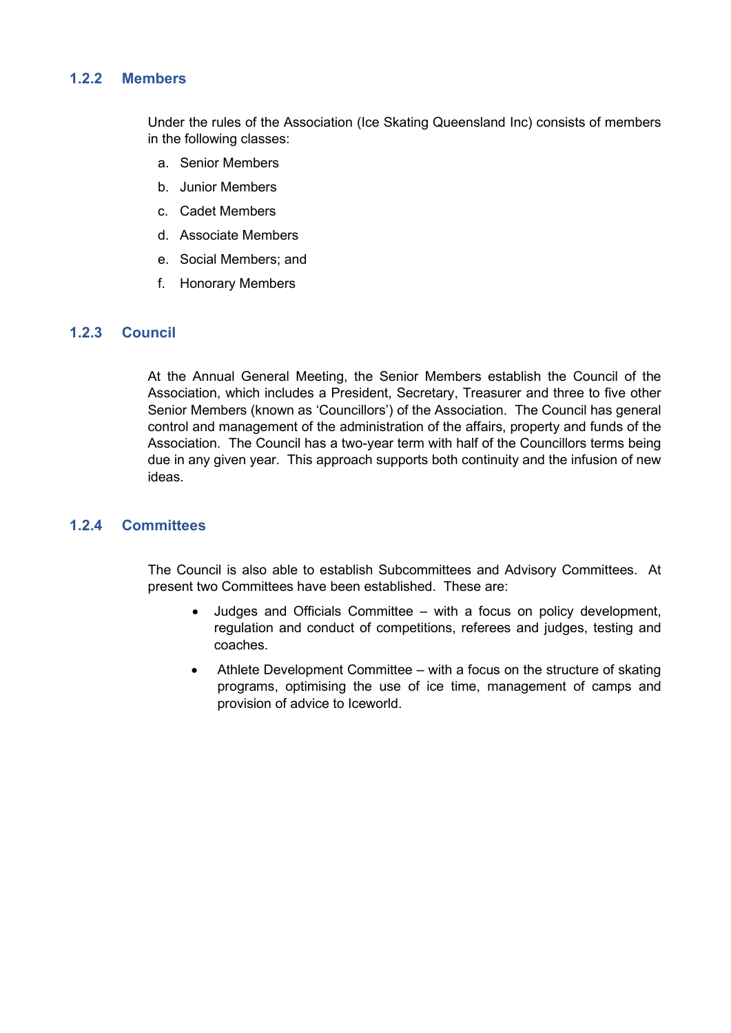### 1.2.2 Members

Under the rules of the Association (Ice Skating Queensland Inc) consists of members in the following classes:

a. Senior Members
b. Junior Members
c. Cadet Members
d. Associate Members
e. Social Members; and
f. Honorary Members

### 1.2.3 Council

At the Annual General Meeting, the Senior Members establish the Council of the Association, which includes a President, Secretary, Treasurer and three to five other Senior Members (known as 'Councillors') of the Association. The Council has general control and management of the administration of the affairs, property and funds of the Association. The Council has a two-year term with half of the Councillors terms being due in any given year. This approach supports both continuity and the infusion of new ideas.

### 1.2.4 Committees

The Council is also able to establish Subcommittees and Advisory Committees. At present two Committees have been established. These are:

- Judges and Officials Committee – with a focus on policy development, regulation and conduct of competitions, referees and judges, testing and coaches.
- Athlete Development Committee – with a focus on the structure of skating programs, optimising the use of ice time, management of camps and provision of advice to Iceworld.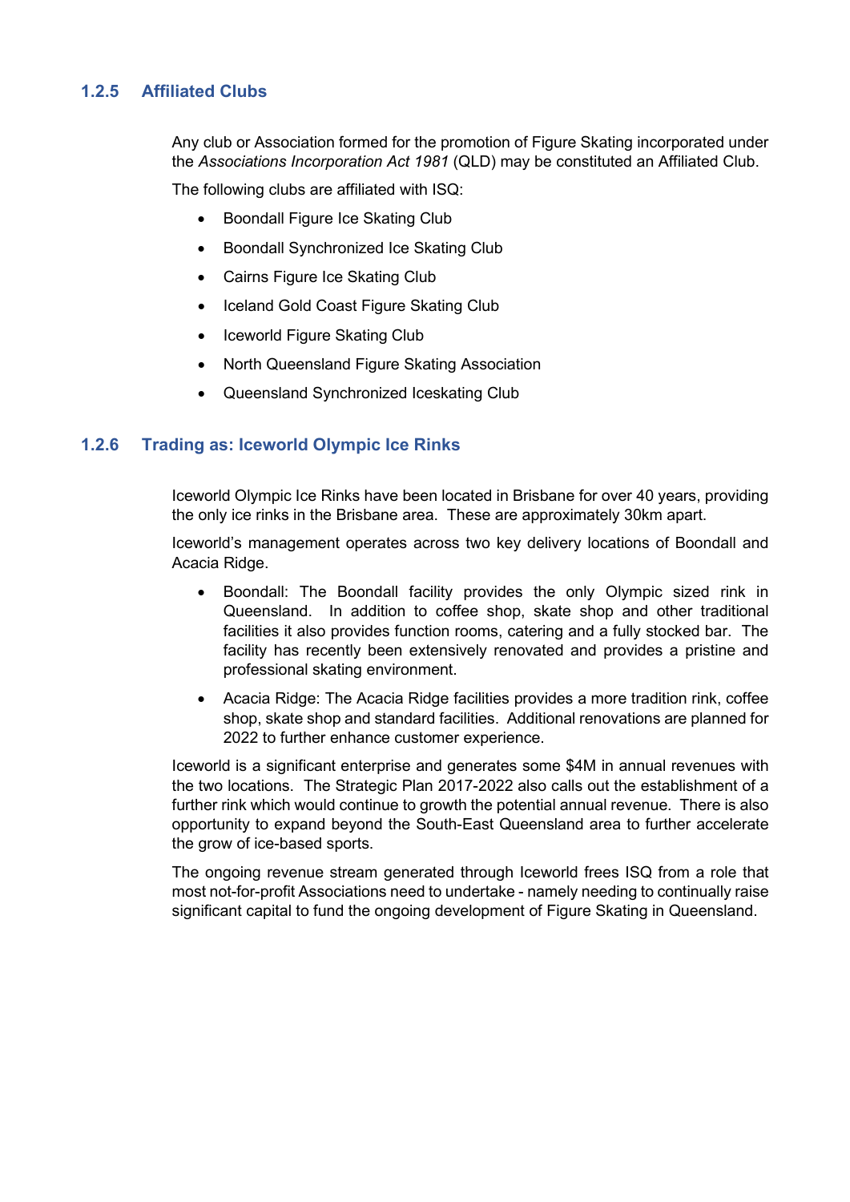### 1.2.5 Affiliated Clubs

Any club or Association formed for the promotion of Figure Skating incorporated under the *Associations Incorporation Act 1981* (QLD) may be constituted an Affiliated Club.

The following clubs are affiliated with ISQ:

- Boondall Figure Ice Skating Club
- Boondall Synchronized Ice Skating Club
- Cairns Figure Ice Skating Club
- Iceland Gold Coast Figure Skating Club
- Iceworld Figure Skating Club
- North Queensland Figure Skating Association
- Queensland Synchronized Iceskating Club

### 1.2.6 Trading as: Iceworld Olympic Ice Rinks

Iceworld Olympic Ice Rinks have been located in Brisbane for over 40 years, providing the only ice rinks in the Brisbane area. These are approximately 30km apart.

Iceworld's management operates across two key delivery locations of Boondall and Acacia Ridge.

- Boondall: The Boondall facility provides the only Olympic sized rink in Queensland. In addition to coffee shop, skate shop and other traditional facilities it also provides function rooms, catering and a fully stocked bar. The facility has recently been extensively renovated and provides a pristine and professional skating environment.
- Acacia Ridge: The Acacia Ridge facilities provides a more tradition rink, coffee shop, skate shop and standard facilities. Additional renovations are planned for 2022 to further enhance customer experience.

Iceworld is a significant enterprise and generates some $4M in annual revenues with the two locations. The Strategic Plan 2017-2022 also calls out the establishment of a further rink which would continue to growth the potential annual revenue. There is also opportunity to expand beyond the South-East Queensland area to further accelerate the grow of ice-based sports.

The ongoing revenue stream generated through Iceworld frees ISQ from a role that most not-for-profit Associations need to undertake - namely needing to continually raise significant capital to fund the ongoing development of Figure Skating in Queensland.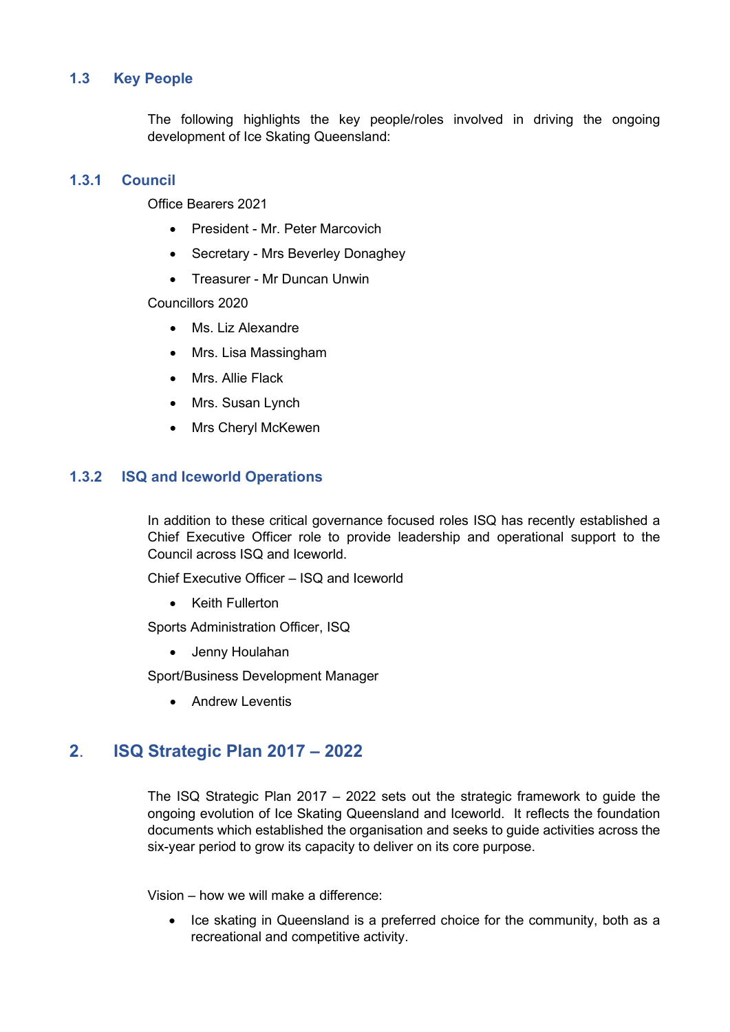### 1.3 Key People

The following highlights the key people/roles involved in driving the ongoing development of Ice Skating Queensland:

#### 1.3.1 Council

Office Bearers 2021

- President - Mr. Peter Marcovich
- Secretary - Mrs Beverley Donaghey
- Treasurer - Mr Duncan Unwin

Councillors 2020

- Ms. Liz Alexandre
- Mrs. Lisa Massingham
- Mrs. Allie Flack
- Mrs. Susan Lynch
- Mrs Cheryl McKewen

#### 1.3.2 ISQ and Iceworld Operations

In addition to these critical governance focused roles ISQ has recently established a Chief Executive Officer role to provide leadership and operational support to the Council across ISQ and Iceworld.

Chief Executive Officer – ISQ and Iceworld

- Keith Fullerton

Sports Administration Officer, ISQ

- Jenny Houlahan

Sport/Business Development Manager

- Andrew Leventis

## 2. ISQ Strategic Plan 2017 – 2022

The ISQ Strategic Plan 2017 – 2022 sets out the strategic framework to guide the ongoing evolution of Ice Skating Queensland and Iceworld. It reflects the foundation documents which established the organisation and seeks to guide activities across the six-year period to grow its capacity to deliver on its core purpose.

Vision – how we will make a difference:

- Ice skating in Queensland is a preferred choice for the community, both as a recreational and competitive activity.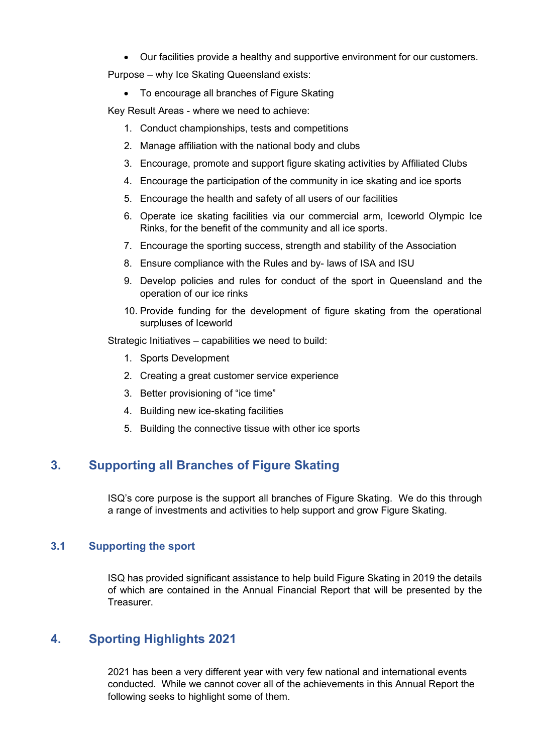- Our facilities provide a healthy and supportive environment for our customers.

Purpose – why Ice Skating Queensland exists:

- To encourage all branches of Figure Skating

Key Result Areas - where we need to achieve:

1. Conduct championships, tests and competitions
2. Manage affiliation with the national body and clubs
3. Encourage, promote and support figure skating activities by Affiliated Clubs
4. Encourage the participation of the community in ice skating and ice sports
5. Encourage the health and safety of all users of our facilities
6. Operate ice skating facilities via our commercial arm, Iceworld Olympic Ice Rinks, for the benefit of the community and all ice sports.
7. Encourage the sporting success, strength and stability of the Association
8. Ensure compliance with the Rules and by- laws of ISA and ISU
9. Develop policies and rules for conduct of the sport in Queensland and the operation of our ice rinks
10. Provide funding for the development of figure skating from the operational surpluses of Iceworld

Strategic Initiatives – capabilities we need to build:

1. Sports Development
2. Creating a great customer service experience
3. Better provisioning of "ice time"
4. Building new ice-skating facilities
5. Building the connective tissue with other ice sports

## 3. Supporting all Branches of Figure Skating

ISQ's core purpose is the support all branches of Figure Skating. We do this through a range of investments and activities to help support and grow Figure Skating.

### 3.1 Supporting the sport

ISQ has provided significant assistance to help build Figure Skating in 2019 the details of which are contained in the Annual Financial Report that will be presented by the Treasurer.

## 4. Sporting Highlights 2021

2021 has been a very different year with very few national and international events conducted. While we cannot cover all of the achievements in this Annual Report the following seeks to highlight some of them.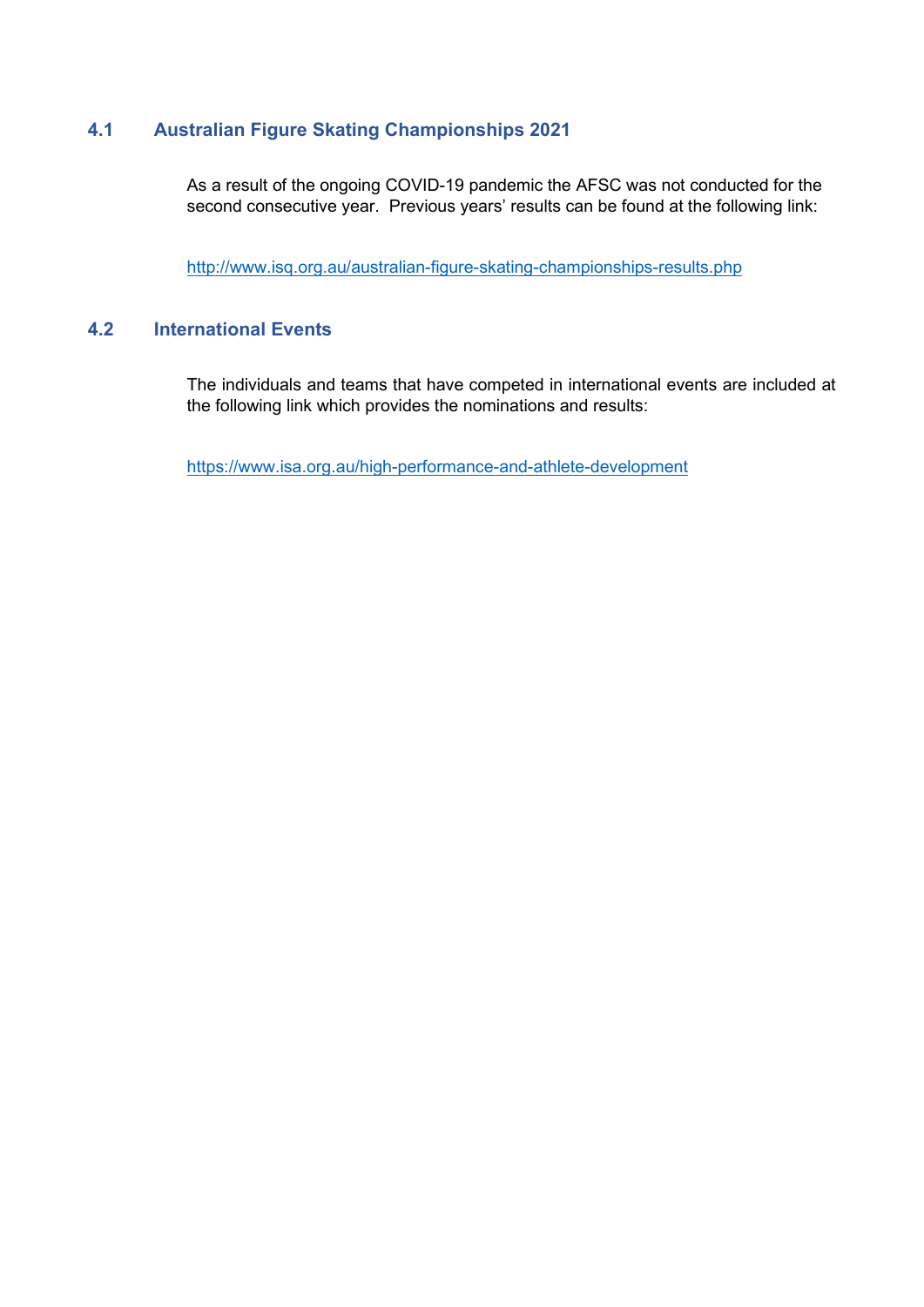### 4.1 Australian Figure Skating Championships 2021

As a result of the ongoing COVID-19 pandemic the AFSC was not conducted for the second consecutive year. Previous years' results can be found at the following link:

http://www.isq.org.au/australian-figure-skating-championships-results.php

### 4.2 International Events

The individuals and teams that have competed in international events are included at the following link which provides the nominations and results:

https://www.isa.org.au/high-performance-and-athlete-development